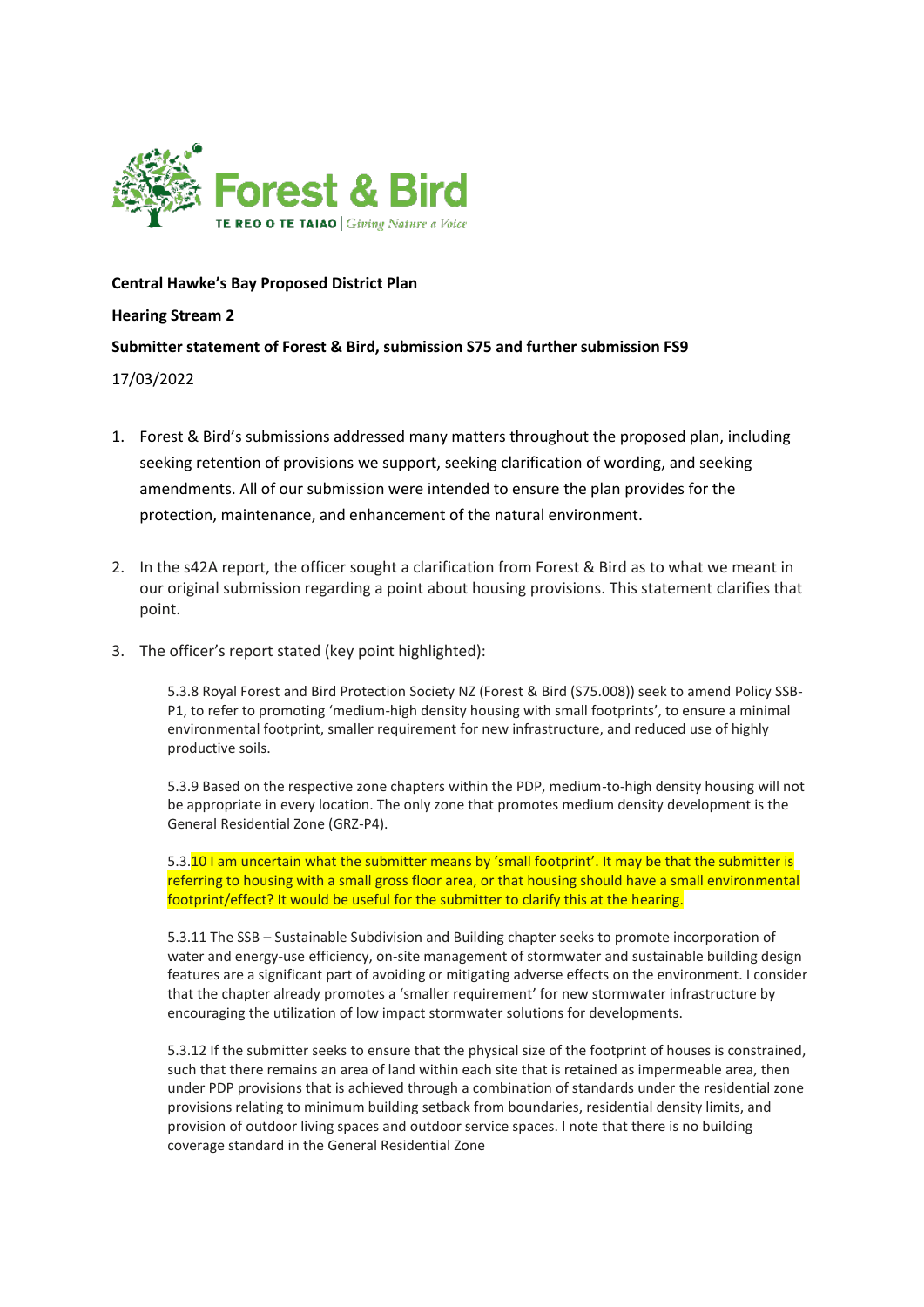**Central Hawke's Bay Proposed District Plan**

**Hearing Stream 2**

**Submitter statement of Forest & Bird, submission S75 and further submission FS9**

17/03/2022

1. Forest & Bird's submissions addressed many matters throughout the proposed plan, including seeking retention of provisions we support, seeking clarification of wording, and seeking amendments. All of our submission were intended to ensure the plan provides for the protection, maintenance, and enhancement of the natural environment.

2. In the s42A report, the officer sought a clarification from Forest & Bird as to what we meant in our original submission regarding a point about housing provisions. This statement clarifies that point.

3. The officer's report stated (key point highlighted):

> 5.3.8 Royal Forest and Bird Protection Society NZ (Forest & Bird (S75.008)) seek to amend Policy SSB-P1, to refer to promoting 'medium-high density housing with small footprints', to ensure a minimal environmental footprint, smaller requirement for new infrastructure, and reduced use of highly productive soils.
>
> 5.3.9 Based on the respective zone chapters within the PDP, medium-to-high density housing will not be appropriate in every location. The only zone that promotes medium density development is the General Residential Zone (GRZ-P4).
>
> 5.3.10 I am uncertain what the submitter means by 'small footprint'. It may be that the submitter is referring to housing with a small gross floor area, or that housing should have a small environmental footprint/effect? It would be useful for the submitter to clarify this at the hearing.
>
> 5.3.11 The SSB – Sustainable Subdivision and Building chapter seeks to promote incorporation of water and energy-use efficiency, on-site management of stormwater and sustainable building design features are a significant part of avoiding or mitigating adverse effects on the environment. I consider that the chapter already promotes a 'smaller requirement' for new stormwater infrastructure by encouraging the utilization of low impact stormwater solutions for developments.
>
> 5.3.12 If the submitter seeks to ensure that the physical size of the footprint of houses is constrained, such that there remains an area of land within each site that is retained as impermeable area, then under PDP provisions that is achieved through a combination of standards under the residential zone provisions relating to minimum building setback from boundaries, residential density limits, and provision of outdoor living spaces and outdoor service spaces. I note that there is no building coverage standard in the General Residential Zone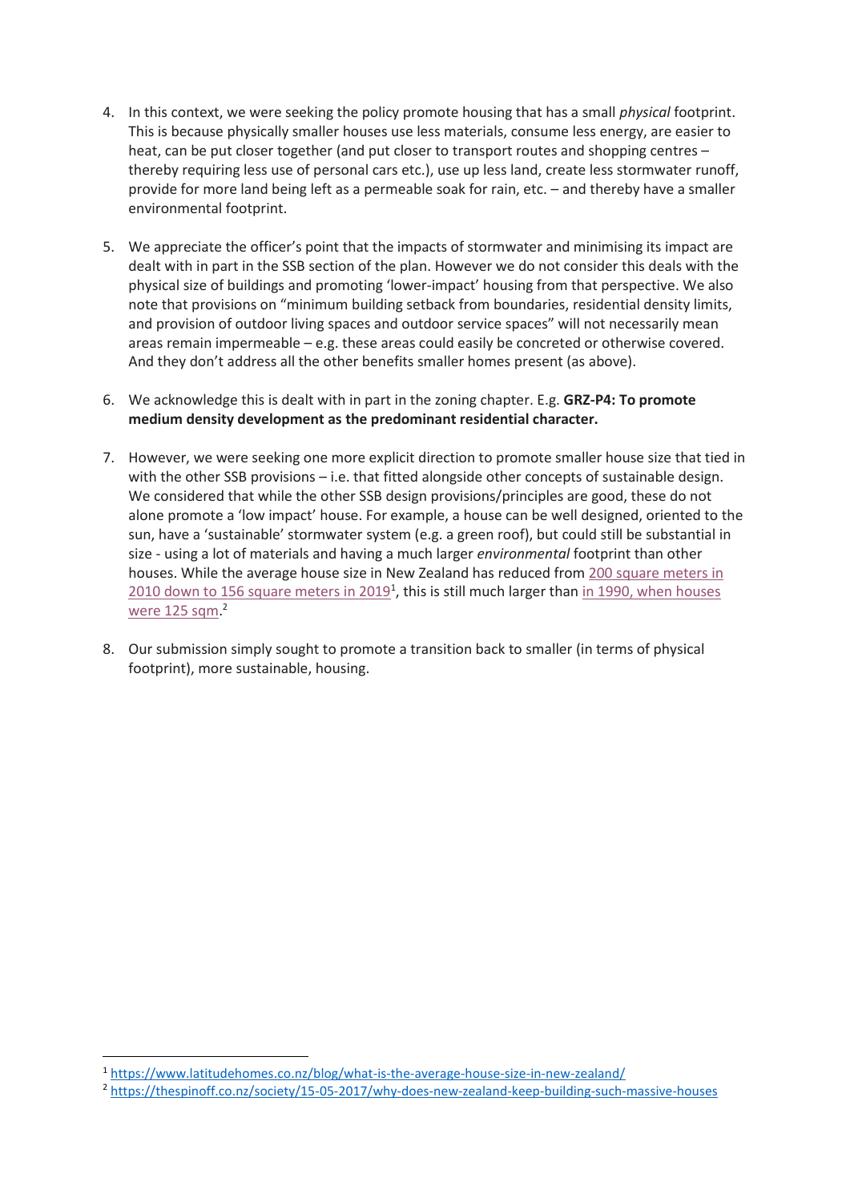4. In this context, we were seeking the policy promote housing that has a small *physical* footprint. This is because physically smaller houses use less materials, consume less energy, are easier to heat, can be put closer together (and put closer to transport routes and shopping centres – thereby requiring less use of personal cars etc.), use up less land, create less stormwater runoff, provide for more land being left as a permeable soak for rain, etc. – and thereby have a smaller environmental footprint.

5. We appreciate the officer's point that the impacts of stormwater and minimising its impact are dealt with in part in the SSB section of the plan. However we do not consider this deals with the physical size of buildings and promoting 'lower-impact' housing from that perspective. We also note that provisions on "minimum building setback from boundaries, residential density limits, and provision of outdoor living spaces and outdoor service spaces" will not necessarily mean areas remain impermeable – e.g. these areas could easily be concreted or otherwise covered. And they don't address all the other benefits smaller homes present (as above).

6. We acknowledge this is dealt with in part in the zoning chapter. E.g. **GRZ-P4: To promote medium density development as the predominant residential character.**

7. However, we were seeking one more explicit direction to promote smaller house size that tied in with the other SSB provisions – i.e. that fitted alongside other concepts of sustainable design. We considered that while the other SSB design provisions/principles are good, these do not alone promote a 'low impact' house. For example, a house can be well designed, oriented to the sun, have a 'sustainable' stormwater system (e.g. a green roof), but could still be substantial in size - using a lot of materials and having a much larger *environmental* footprint than other houses. While the average house size in New Zealand has reduced from [200 square meters in 2010 down to 156 square meters in 2019][1], this is still much larger than [in 1990, when houses were 125 sqm][2].

8. Our submission simply sought to promote a transition back to smaller (in terms of physical footprint), more sustainable, housing.

[1] https://www.latitudehomes.co.nz/blog/what-is-the-average-house-size-in-new-zealand/

[2] https://thespinoff.co.nz/society/15-05-2017/why-does-new-zealand-keep-building-such-massive-houses